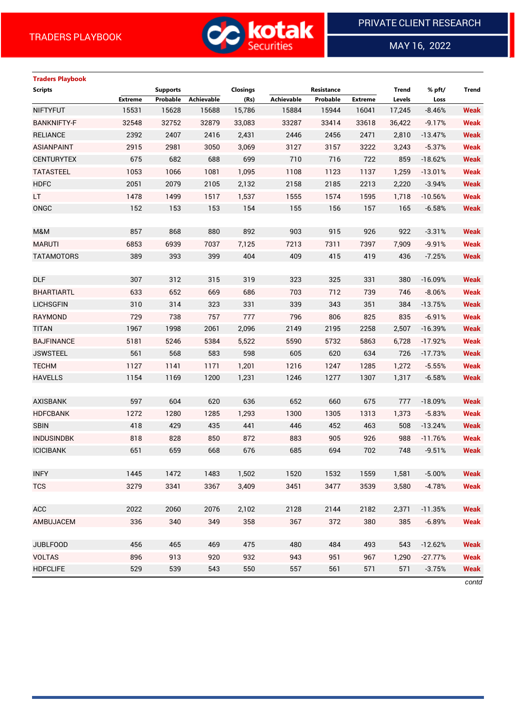TRADERS PLAYBOOK

PRIVATE CLIENT RESEARCH

MAY 16, 2022

## Traders Playbook

| Scripts | Supports | | | Closings | Resistance | | | Trend | % pft/ | Trend |
|---|---|---|---|---|---|---|---|---|---|---|
| | Extreme | Probable | Achievable | (Rs) | Achievable | Probable | Extreme | Levels | Loss | |
| NIFTYFUT | 15531 | 15628 | 15688 | 15,786 | 15884 | 15944 | 16041 | 17,245 | -8.46% | Weak |
| BANKNIFTY-F | 32548 | 32752 | 32879 | 33,083 | 33287 | 33414 | 33618 | 36,422 | -9.17% | Weak |
| RELIANCE | 2392 | 2407 | 2416 | 2,431 | 2446 | 2456 | 2471 | 2,810 | -13.47% | Weak |
| ASIANPAINT | 2915 | 2981 | 3050 | 3,069 | 3127 | 3157 | 3222 | 3,243 | -5.37% | Weak |
| CENTURYTEX | 675 | 682 | 688 | 699 | 710 | 716 | 722 | 859 | -18.62% | Weak |
| TATASTEEL | 1053 | 1066 | 1081 | 1,095 | 1108 | 1123 | 1137 | 1,259 | -13.01% | Weak |
| HDFC | 2051 | 2079 | 2105 | 2,132 | 2158 | 2185 | 2213 | 2,220 | -3.94% | Weak |
| LT | 1478 | 1499 | 1517 | 1,537 | 1555 | 1574 | 1595 | 1,718 | -10.56% | Weak |
| ONGC | 152 | 153 | 153 | 154 | 155 | 156 | 157 | 165 | -6.58% | Weak |
| | | | | | | | | | | |
| M&M | 857 | 868 | 880 | 892 | 903 | 915 | 926 | 922 | -3.31% | Weak |
| MARUTI | 6853 | 6939 | 7037 | 7,125 | 7213 | 7311 | 7397 | 7,909 | -9.91% | Weak |
| TATAMOTORS | 389 | 393 | 399 | 404 | 409 | 415 | 419 | 436 | -7.25% | Weak |
| | | | | | | | | | | |
| DLF | 307 | 312 | 315 | 319 | 323 | 325 | 331 | 380 | -16.09% | Weak |
| BHARTIARTL | 633 | 652 | 669 | 686 | 703 | 712 | 739 | 746 | -8.06% | Weak |
| LICHSGFIN | 310 | 314 | 323 | 331 | 339 | 343 | 351 | 384 | -13.75% | Weak |
| RAYMOND | 729 | 738 | 757 | 777 | 796 | 806 | 825 | 835 | -6.91% | Weak |
| TITAN | 1967 | 1998 | 2061 | 2,096 | 2149 | 2195 | 2258 | 2,507 | -16.39% | Weak |
| BAJFINANCE | 5181 | 5246 | 5384 | 5,522 | 5590 | 5732 | 5863 | 6,728 | -17.92% | Weak |
| JSWSTEEL | 561 | 568 | 583 | 598 | 605 | 620 | 634 | 726 | -17.73% | Weak |
| TECHM | 1127 | 1141 | 1171 | 1,201 | 1216 | 1247 | 1285 | 1,272 | -5.55% | Weak |
| HAVELLS | 1154 | 1169 | 1200 | 1,231 | 1246 | 1277 | 1307 | 1,317 | -6.58% | Weak |
| | | | | | | | | | | |
| AXISBANK | 597 | 604 | 620 | 636 | 652 | 660 | 675 | 777 | -18.09% | Weak |
| HDFCBANK | 1272 | 1280 | 1285 | 1,293 | 1300 | 1305 | 1313 | 1,373 | -5.83% | Weak |
| SBIN | 418 | 429 | 435 | 441 | 446 | 452 | 463 | 508 | -13.24% | Weak |
| INDUSINDBK | 818 | 828 | 850 | 872 | 883 | 905 | 926 | 988 | -11.76% | Weak |
| ICICIBANK | 651 | 659 | 668 | 676 | 685 | 694 | 702 | 748 | -9.51% | Weak |
| | | | | | | | | | | |
| INFY | 1445 | 1472 | 1483 | 1,502 | 1520 | 1532 | 1559 | 1,581 | -5.00% | Weak |
| TCS | 3279 | 3341 | 3367 | 3,409 | 3451 | 3477 | 3539 | 3,580 | -4.78% | Weak |
| | | | | | | | | | | |
| ACC | 2022 | 2060 | 2076 | 2,102 | 2128 | 2144 | 2182 | 2,371 | -11.35% | Weak |
| AMBUJACEM | 336 | 340 | 349 | 358 | 367 | 372 | 380 | 385 | -6.89% | Weak |
| | | | | | | | | | | |
| JUBLFOOD | 456 | 465 | 469 | 475 | 480 | 484 | 493 | 543 | -12.62% | Weak |
| VOLTAS | 896 | 913 | 920 | 932 | 943 | 951 | 967 | 1,290 | -27.77% | Weak |
| HDFCLIFE | 529 | 539 | 543 | 550 | 557 | 561 | 571 | 571 | -3.75% | Weak |

*contd*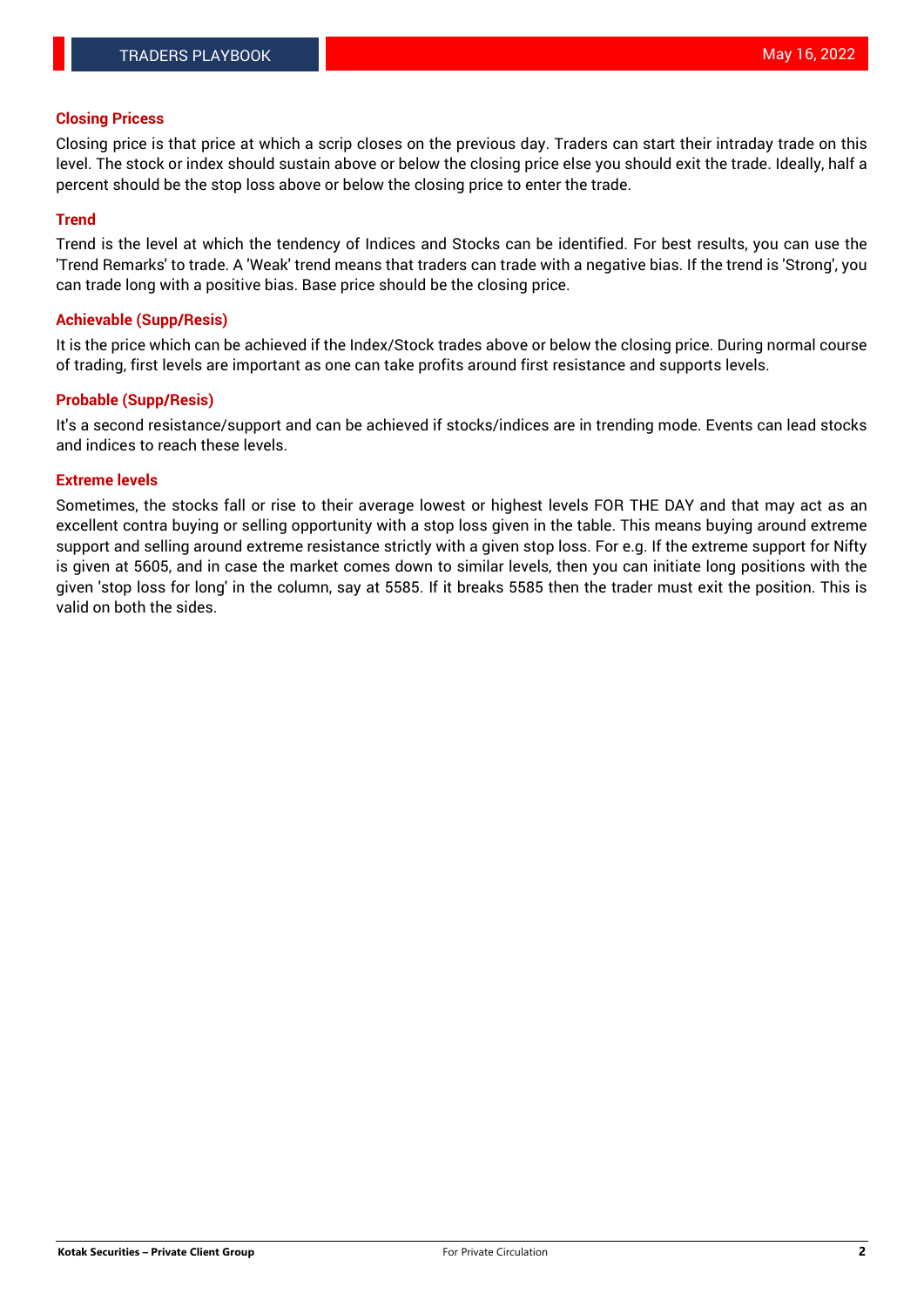## Closing Pricess

Closing price is that price at which a scrip closes on the previous day. Traders can start their intraday trade on this level. The stock or index should sustain above or below the closing price else you should exit the trade. Ideally, half a percent should be the stop loss above or below the closing price to enter the trade.

## Trend

Trend is the level at which the tendency of Indices and Stocks can be identified. For best results, you can use the 'Trend Remarks' to trade. A 'Weak' trend means that traders can trade with a negative bias. If the trend is 'Strong', you can trade long with a positive bias. Base price should be the closing price.

## Achievable (Supp/Resis)

It is the price which can be achieved if the Index/Stock trades above or below the closing price. During normal course of trading, first levels are important as one can take profits around first resistance and supports levels.

## Probable (Supp/Resis)

It's a second resistance/support and can be achieved if stocks/indices are in trending mode. Events can lead stocks and indices to reach these levels.

## Extreme levels

Sometimes, the stocks fall or rise to their average lowest or highest levels FOR THE DAY and that may act as an excellent contra buying or selling opportunity with a stop loss given in the table. This means buying around extreme support and selling around extreme resistance strictly with a given stop loss. For e.g. If the extreme support for Nifty is given at 5605, and in case the market comes down to similar levels, then you can initiate long positions with the given 'stop loss for long' in the column, say at 5585. If it breaks 5585 then the trader must exit the position. This is valid on both the sides.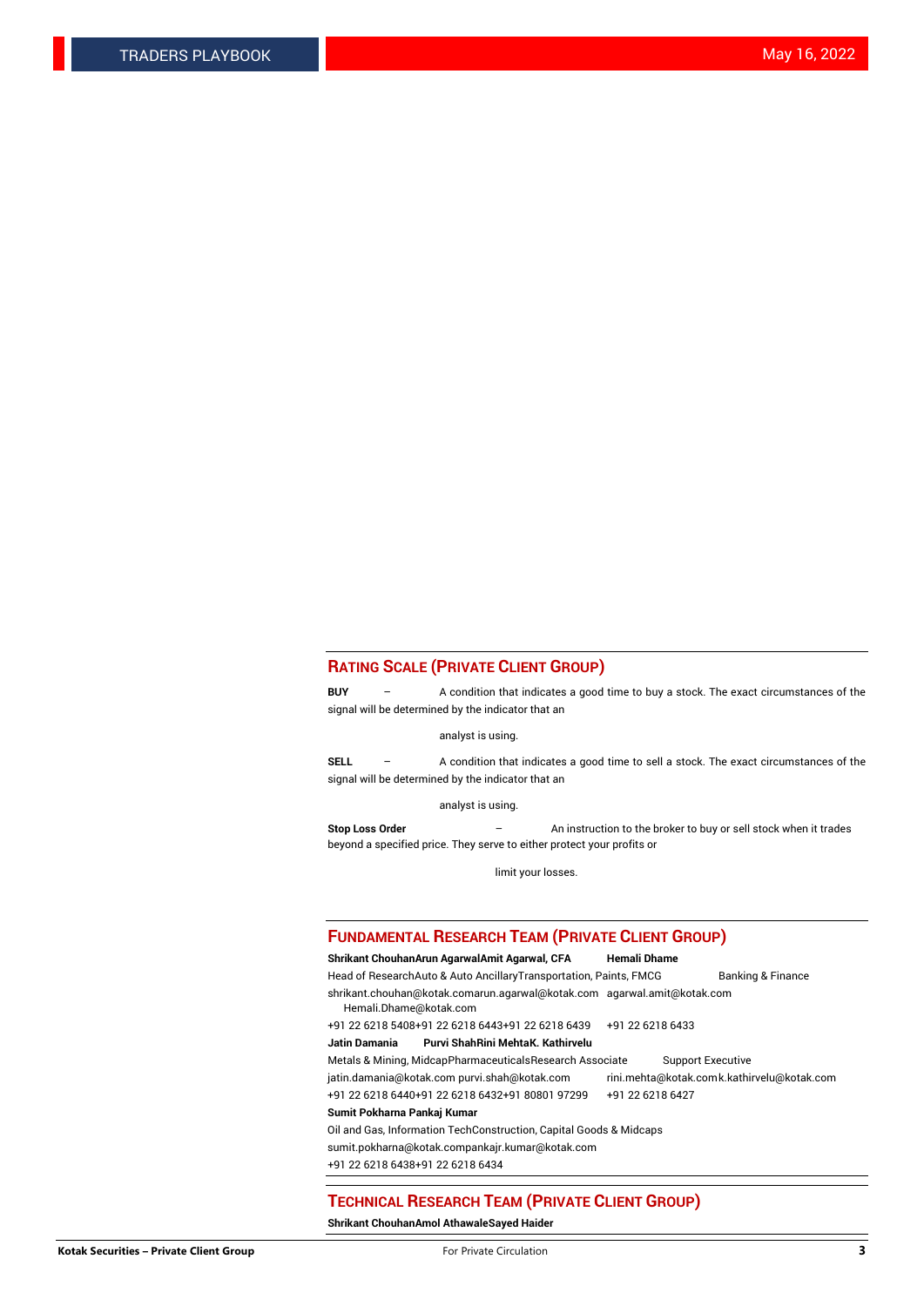## Rating Scale (Private Client Group)

**BUY** – A condition that indicates a good time to buy a stock. The exact circumstances of the signal will be determined by the indicator that an analyst is using.

**SELL** – A condition that indicates a good time to sell a stock. The exact circumstances of the signal will be determined by the indicator that an analyst is using.

**Stop Loss Order** – An instruction to the broker to buy or sell stock when it trades beyond a specified price. They serve to either protect your profits or limit your losses.

## Fundamental Research Team (Private Client Group)

| **Shrikant Chouhan** | **Arun Agarwal** | **Amit Agarwal, CFA** | **Hemali Dhame** |
|---|---|---|---|
| Head of Research | Auto & Auto Ancillary | Transportation, Paints, FMCG | Banking & Finance |
| shrikant.chouhan@kotak.com | arun.agarwal@kotak.com | agarwal.amit@kotak.com | Hemali.Dhame@kotak.com |
| +91 22 6218 5408 | +91 22 6218 6443 | +91 22 6218 6439 | +91 22 6218 6433 |
| **Jatin Damania** | **Purvi Shah** | **Rini Mehta** | **K. Kathirvelu** |
| Metals & Mining, Midcap | Pharmaceuticals | Research Associate | Support Executive |
| jatin.damania@kotak.com | purvi.shah@kotak.com | rini.mehta@kotak.com | k.kathirvelu@kotak.com |
| +91 22 6218 6440 | +91 22 6218 6432 | +91 80801 97299 | +91 22 6218 6427 |
| **Sumit Pokharna** | **Pankaj Kumar** | | |
| Oil and Gas, Information Tech | Construction, Capital Goods & Midcaps | | |
| sumit.pokharna@kotak.com | pankajr.kumar@kotak.com | | |
| +91 22 6218 6438 | +91 22 6218 6434 | | |

## Technical Research Team (Private Client Group)

**Shrikant Chouhan** **Amol Athawale** **Sayed Haider**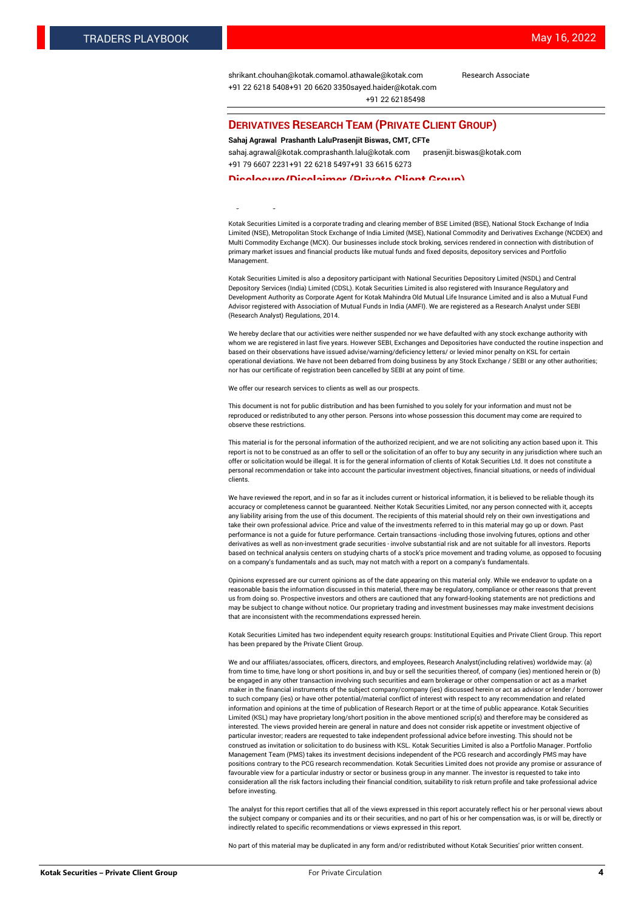shrikant.chouhan@kotak.com amol.athawale@kotak.com Research Associate
+91 22 6218 5408 +91 20 6620 3350 sayed.haider@kotak.com
+91 22 62185498

## DERIVATIVES RESEARCH TEAM (PRIVATE CLIENT GROUP)

**Sahaj Agrawal Prashanth Lalu Prasenjit Biswas, CMT, CFTe**
sahaj.agrawal@kotak.com prashanth.lalu@kotak.com prasenjit.biswas@kotak.com
+91 79 6607 2231 +91 22 6218 5497 +91 33 6615 6273

## Disclosure/Disclaimer (Private Client Group)

Kotak Securities Limited is a corporate trading and clearing member of BSE Limited (BSE), National Stock Exchange of India Limited (NSE), Metropolitan Stock Exchange of India Limited (MSE), National Commodity and Derivatives Exchange (NCDEX) and Multi Commodity Exchange (MCX). Our businesses include stock broking, services rendered in connection with distribution of primary market issues and financial products like mutual funds and fixed deposits, depository services and Portfolio Management.

Kotak Securities Limited is also a depository participant with National Securities Depository Limited (NSDL) and Central Depository Services (India) Limited (CDSL). Kotak Securities Limited is also registered with Insurance Regulatory and Development Authority as Corporate Agent for Kotak Mahindra Old Mutual Life Insurance Limited and is also a Mutual Fund Advisor registered with Association of Mutual Funds in India (AMFI). We are registered as a Research Analyst under SEBI (Research Analyst) Regulations, 2014.

We hereby declare that our activities were neither suspended nor we have defaulted with any stock exchange authority with whom we are registered in last five years. However SEBI, Exchanges and Depositories have conducted the routine inspection and based on their observations have issued advise/warning/deficiency letters/ or levied minor penalty on KSL for certain operational deviations. We have not been debarred from doing business by any Stock Exchange / SEBI or any other authorities; nor has our certificate of registration been cancelled by SEBI at any point of time.

We offer our research services to clients as well as our prospects.

This document is not for public distribution and has been furnished to you solely for your information and must not be reproduced or redistributed to any other person. Persons into whose possession this document may come are required to observe these restrictions.

This material is for the personal information of the authorized recipient, and we are not soliciting any action based upon it. This report is not to be construed as an offer to sell or the solicitation of an offer to buy any security in any jurisdiction where such an offer or solicitation would be illegal. It is for the general information of clients of Kotak Securities Ltd. It does not constitute a personal recommendation or take into account the particular investment objectives, financial situations, or needs of individual clients.

We have reviewed the report, and in so far as it includes current or historical information, it is believed to be reliable though its accuracy or completeness cannot be guaranteed. Neither Kotak Securities Limited, nor any person connected with it, accepts any liability arising from the use of this document. The recipients of this material should rely on their own investigations and take their own professional advice. Price and value of the investments referred to in this material may go up or down. Past performance is not a guide for future performance. Certain transactions -including those involving futures, options and other derivatives as well as non-investment grade securities - involve substantial risk and are not suitable for all investors. Reports based on technical analysis centers on studying charts of a stock's price movement and trading volume, as opposed to focusing on a company's fundamentals and as such, may not match with a report on a company's fundamentals.

Opinions expressed are our current opinions as of the date appearing on this material only. While we endeavor to update on a reasonable basis the information discussed in this material, there may be regulatory, compliance or other reasons that prevent us from doing so. Prospective investors and others are cautioned that any forward-looking statements are not predictions and may be subject to change without notice. Our proprietary trading and investment businesses may make investment decisions that are inconsistent with the recommendations expressed herein.

Kotak Securities Limited has two independent equity research groups: Institutional Equities and Private Client Group. This report has been prepared by the Private Client Group.

We and our affiliates/associates, officers, directors, and employees, Research Analyst(including relatives) worldwide may: (a) from time to time, have long or short positions in, and buy or sell the securities thereof, of company (ies) mentioned herein or (b) be engaged in any other transaction involving such securities and earn brokerage or other compensation or act as a market maker in the financial instruments of the subject company/company (ies) discussed herein or act as advisor or lender / borrower to such company (ies) or have other potential/material conflict of interest with respect to any recommendation and related information and opinions at the time of publication of Research Report or at the time of public appearance. Kotak Securities Limited (KSL) may have proprietary long/short position in the above mentioned scrip(s) and therefore may be considered as interested. The views provided herein are general in nature and does not consider risk appetite or investment objective of particular investor; readers are requested to take independent professional advice before investing. This should not be construed as invitation or solicitation to do business with KSL. Kotak Securities Limited is also a Portfolio Manager. Portfolio Management Team (PMS) takes its investment decisions independent of the PCG research and accordingly PMS may have positions contrary to the PCG research recommendation. Kotak Securities Limited does not provide any promise or assurance of favourable view for a particular industry or sector or business group in any manner. The investor is requested to take into consideration all the risk factors including their financial condition, suitability to risk return profile and take professional advice before investing.

The analyst for this report certifies that all of the views expressed in this report accurately reflect his or her personal views about the subject company or companies and its or their securities, and no part of his or her compensation was, is or will be, directly or indirectly related to specific recommendations or views expressed in this report.

No part of this material may be duplicated in any form and/or redistributed without Kotak Securities' prior written consent.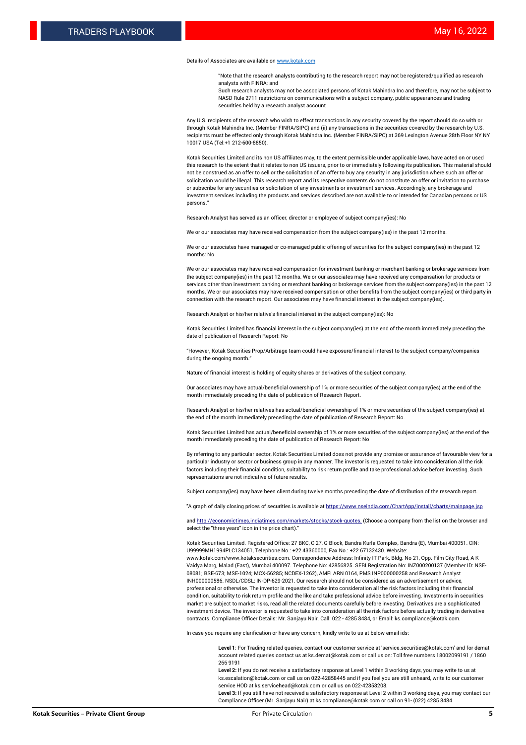Details of Associates are available on [www.kotak.com](www.kotak.com)

> "Note that the research analysts contributing to the research report may not be registered/qualified as research analysts with FINRA; and
>
> Such research analysts may not be associated persons of Kotak Mahindra Inc and therefore, may not be subject to NASD Rule 2711 restrictions on communications with a subject company, public appearances and trading securities held by a research analyst account

Any U.S. recipients of the research who wish to effect transactions in any security covered by the report should do so with or through Kotak Mahindra Inc. (Member FINRA/SIPC) and (ii) any transactions in the securities covered by the research by U.S. recipients must be effected only through Kotak Mahindra Inc. (Member FINRA/SIPC) at 369 Lexington Avenue 28th Floor NY NY 10017 USA (Tel:+1 212-600-8850).

Kotak Securities Limited and its non US affiliates may, to the extent permissible under applicable laws, have acted on or used this research to the extent that it relates to non US issuers, prior to or immediately following its publication. This material should not be construed as an offer to sell or the solicitation of an offer to buy any security in any jurisdiction where such an offer or solicitation would be illegal. This research report and its respective contents do not constitute an offer or invitation to purchase or subscribe for any securities or solicitation of any investments or investment services. Accordingly, any brokerage and investment services including the products and services described are not available to or intended for Canadian persons or US persons."

Research Analyst has served as an officer, director or employee of subject company(ies): No

We or our associates may have received compensation from the subject company(ies) in the past 12 months.

We or our associates have managed or co-managed public offering of securities for the subject company(ies) in the past 12 months: No

We or our associates may have received compensation for investment banking or merchant banking or brokerage services from the subject company(ies) in the past 12 months. We or our associates may have received any compensation for products or services other than investment banking or merchant banking or brokerage services from the subject company(ies) in the past 12 months. We or our associates may have received compensation or other benefits from the subject company(ies) or third party in connection with the research report. Our associates may have financial interest in the subject company(ies).

Research Analyst or his/her relative's financial interest in the subject company(ies): No

Kotak Securities Limited has financial interest in the subject company(ies) at the end of the month immediately preceding the date of publication of Research Report: No

"However, Kotak Securities Prop/Arbitrage team could have exposure/financial interest to the subject company/companies during the ongoing month."

Nature of financial interest is holding of equity shares or derivatives of the subject company.

Our associates may have actual/beneficial ownership of 1% or more securities of the subject company(ies) at the end of the month immediately preceding the date of publication of Research Report.

Research Analyst or his/her relatives has actual/beneficial ownership of 1% or more securities of the subject company(ies) at the end of the month immediately preceding the date of publication of Research Report: No.

Kotak Securities Limited has actual/beneficial ownership of 1% or more securities of the subject company(ies) at the end of the month immediately preceding the date of publication of Research Report: No

By referring to any particular sector, Kotak Securities Limited does not provide any promise or assurance of favourable view for a particular industry or sector or business group in any manner. The investor is requested to take into consideration all the risk factors including their financial condition, suitability to risk return profile and take professional advice before investing. Such representations are not indicative of future results.

Subject company(ies) may have been client during twelve months preceding the date of distribution of the research report.

"A graph of daily closing prices of securities is available at [https://www.nseindia.com/ChartApp/install/charts/mainpage.jsp](https://www.nseindia.com/ChartApp/install/charts/mainpage.jsp)

and [http://economictimes.indiatimes.com/markets/stocks/stock-quotes.](http://economictimes.indiatimes.com/markets/stocks/stock-quotes) (Choose a company from the list on the browser and select the "three years" icon in the price chart)."

Kotak Securities Limited. Registered Office: 27 BKC, C 27, G Block, Bandra Kurla Complex, Bandra (E), Mumbai 400051. CIN: U99999MH1994PLC134051, Telephone No.: +22 43360000, Fax No.: +22 67132430. Website: www.kotak.com/www.kotaksecurities.com. Correspondence Address: Infinity IT Park, Bldg. No 21, Opp. Film City Road, A K Vaidya Marg, Malad (East), Mumbai 400097. Telephone No: 42856825. SEBI Registration No: INZ000200137 (Member ID: NSE-08081; BSE-673; MSE-1024; MCX-56285; NCDEX-1262), AMFI ARN 0164, PMS INP000000258 and Research Analyst INH000000586. NSDL/CDSL: IN-DP-629-2021. Our research should not be considered as an advertisement or advice, professional or otherwise. The investor is requested to take into consideration all the risk factors including their financial condition, suitability to risk return profile and the like and take professional advice before investing. Investments in securities market are subject to market risks, read all the related documents carefully before investing. Derivatives are a sophisticated investment device. The investor is requested to take into consideration all the risk factors before actually trading in derivative contracts. Compliance Officer Details: Mr. Sanjayu Nair. Call: 022 - 4285 8484, or Email: ks.compliance@kotak.com.

In case you require any clarification or have any concern, kindly write to us at below email ids:

> **Level 1**: For Trading related queries, contact our customer service at 'service.securities@kotak.com' and for demat account related queries contact us at ks.demat@kotak.com or call us on: Toll free numbers 18002099191 / 1860 266 9191
>
> **Level 2:** If you do not receive a satisfactory response at Level 1 within 3 working days, you may write to us at ks.escalation@kotak.com or call us on 022-42858445 and if you feel you are still unheard, write to our customer service HOD at ks.servicehead@kotak.com or call us on 022-42858208.
>
> **Level 3:** If you still have not received a satisfactory response at Level 2 within 3 working days, you may contact our Compliance Officer (Mr. Sanjayu Nair) at ks.compliance@kotak.com or call on 91- (022) 4285 8484.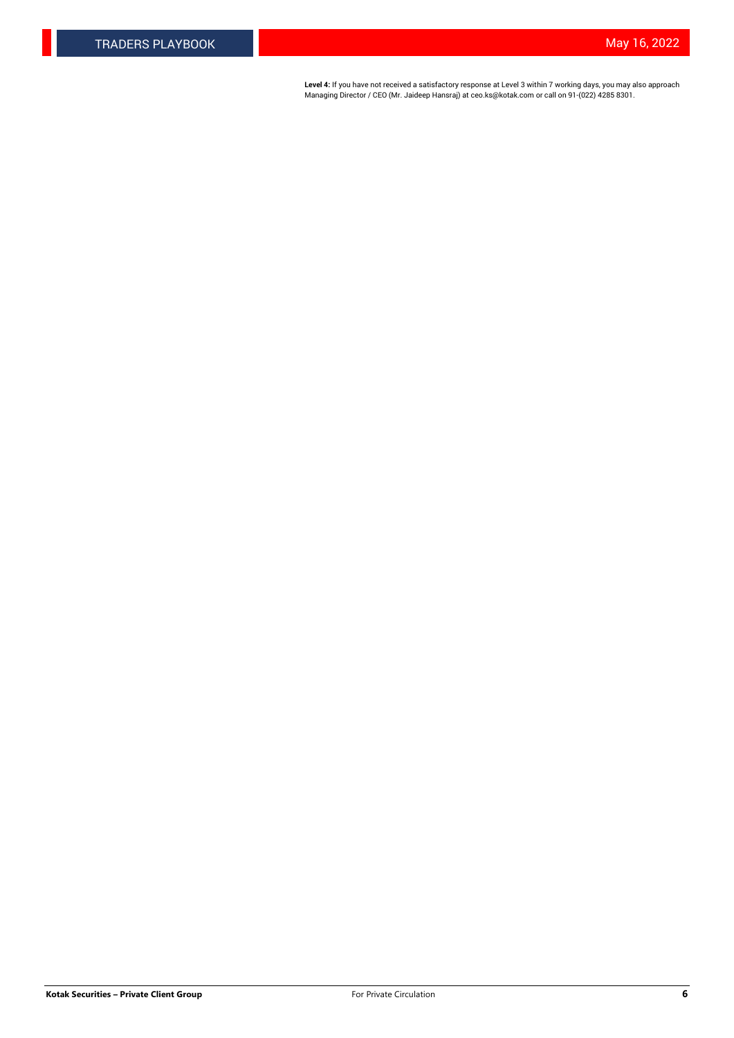**Level 4:** If you have not received a satisfactory response at Level 3 within 7 working days, you may also approach Managing Director / CEO (Mr. Jaideep Hansraj) at ceo.ks@kotak.com or call on 91-(022) 4285 8301.